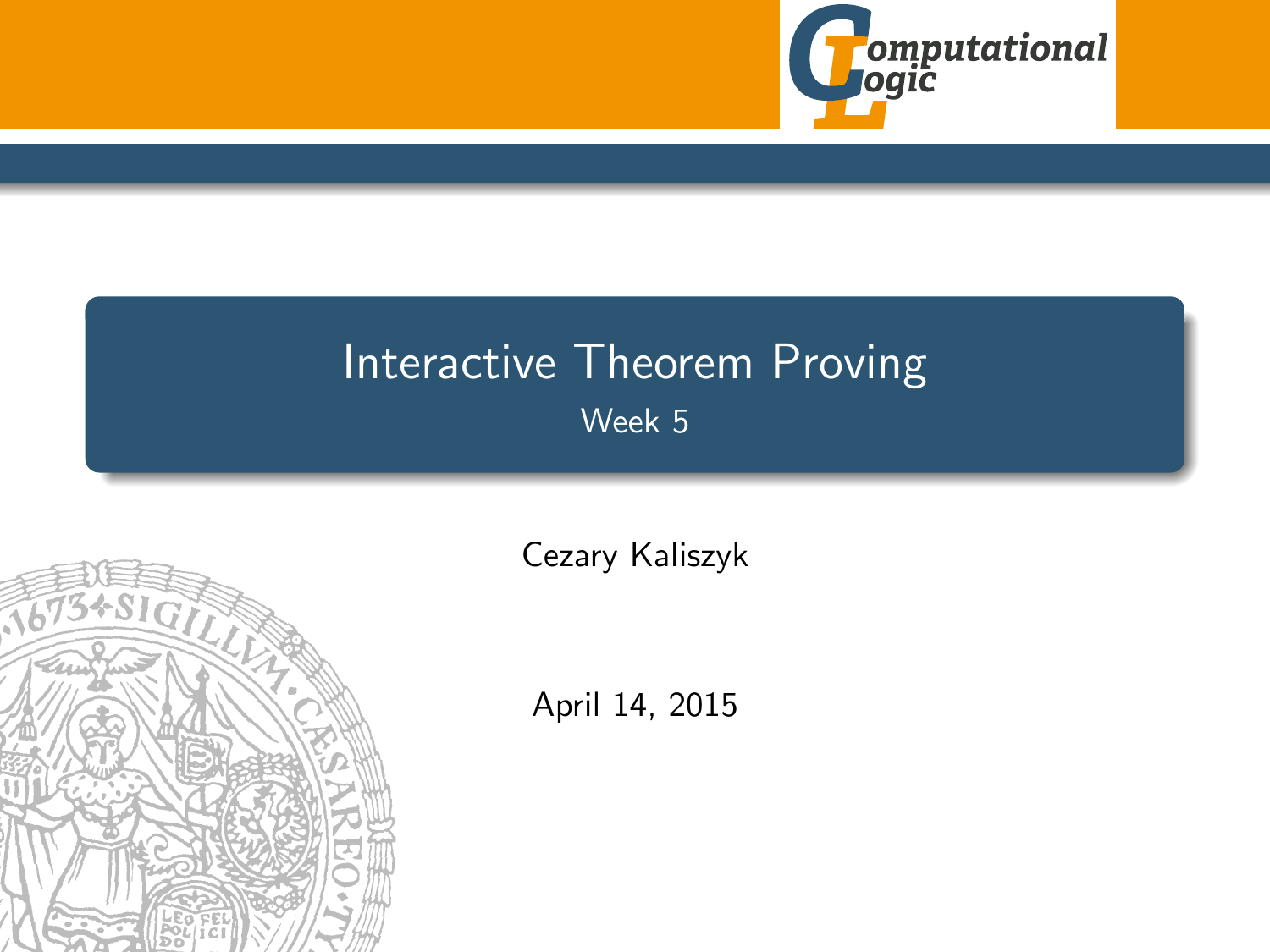# Interactive Theorem Proving

Week 5

Cezary Kaliszyk

April 14, 2015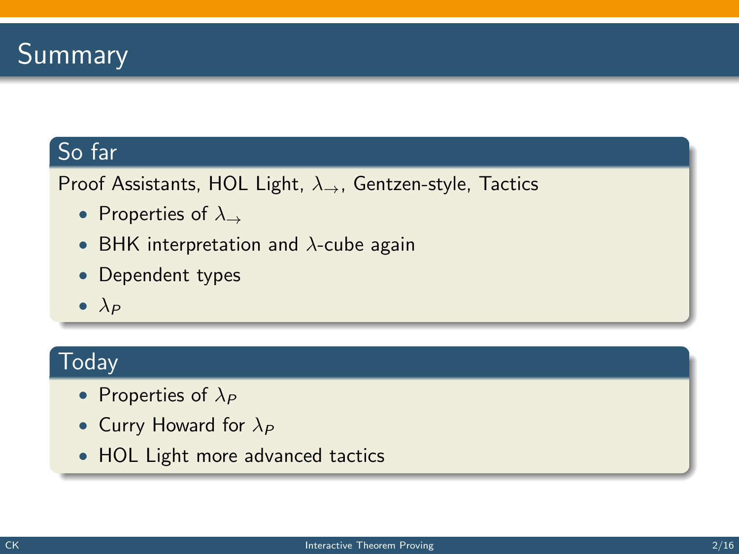# Summary

## So far

Proof Assistants, HOL Light, $\lambda_{\rightarrow}$, Gentzen-style, Tactics

- Properties of $\lambda_{\rightarrow}$
- BHK interpretation and $\lambda$-cube again
- Dependent types
- $\lambda_P$

## Today

- Properties of $\lambda_P$
- Curry Howard for $\lambda_P$
- HOL Light more advanced tactics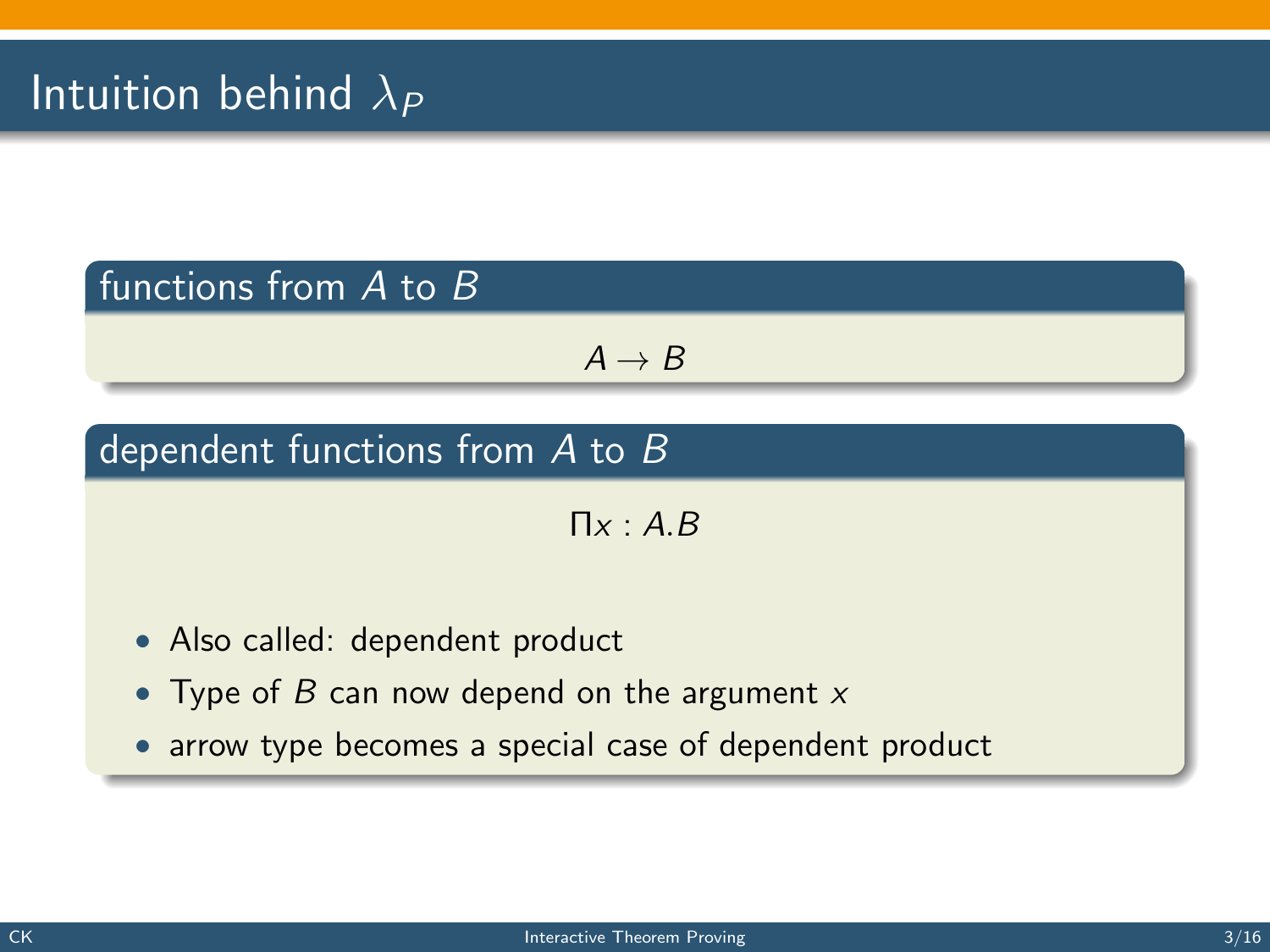# Intuition behind $\lambda_P$

### functions from $A$ to $B$

$$A \rightarrow B$$

### dependent functions from $A$ to $B$

$$\Pi x : A.B$$

- Also called: dependent product
- Type of $B$ can now depend on the argument $x$
- arrow type becomes a special case of dependent product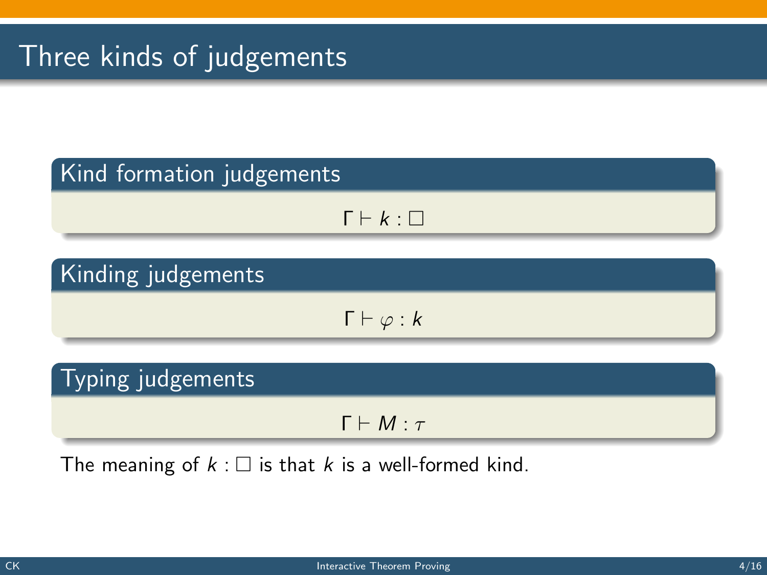# Three kinds of judgements

**Kind formation judgements**

$$\Gamma \vdash k : \Box$$

**Kinding judgements**

$$\Gamma \vdash \varphi : k$$

**Typing judgements**

$$\Gamma \vdash M : \tau$$

The meaning of $k : \Box$ is that $k$ is a well-formed kind.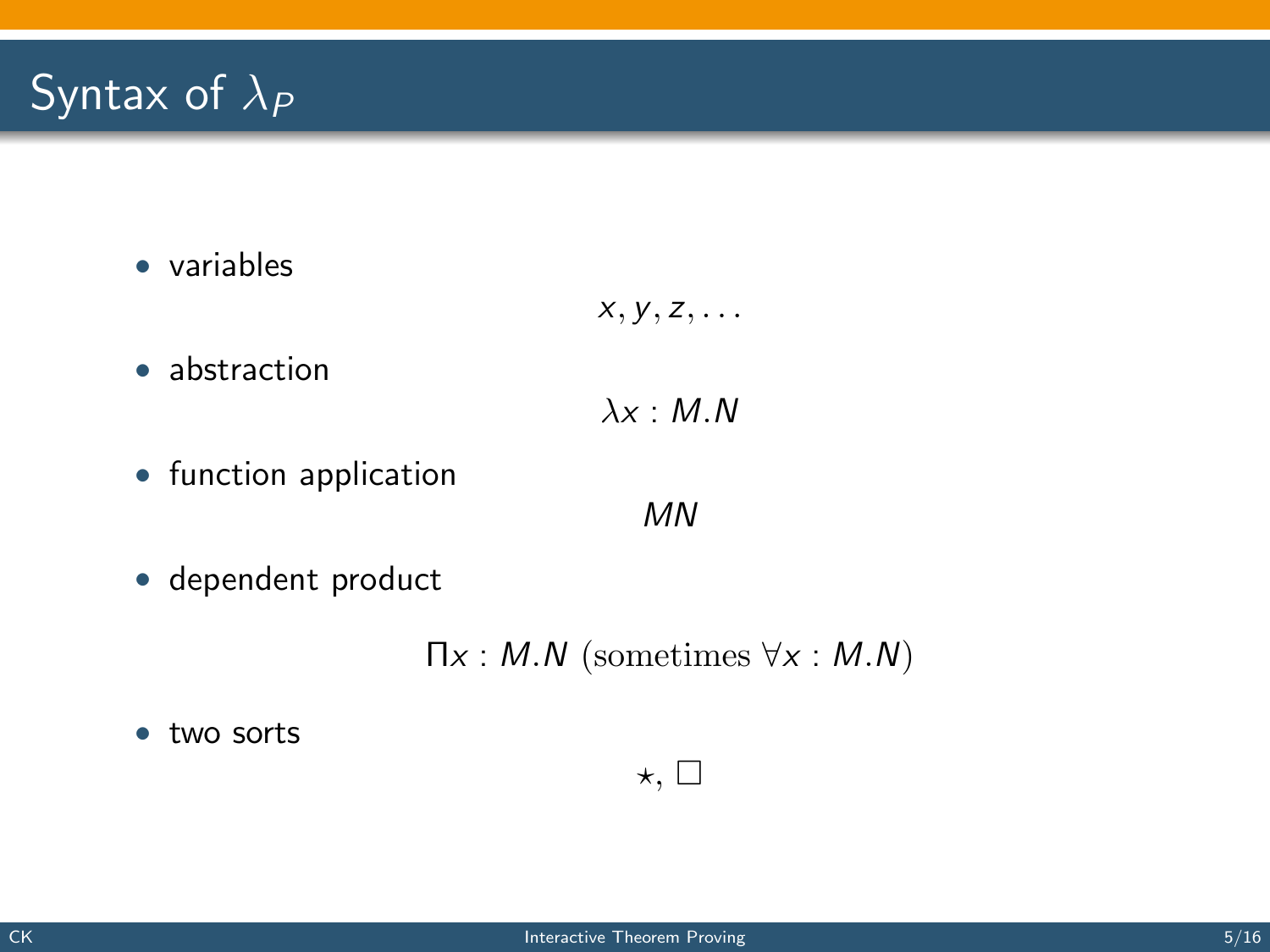# Syntax of $\lambda_P$

- variables

$$x, y, z, \ldots$$

- abstraction

$$\lambda x : M.N$$

- function application

$$MN$$

- dependent product

$$\Pi x : M.N \text{ (sometimes } \forall x : M.N)$$

- two sorts

$$\star, \square$$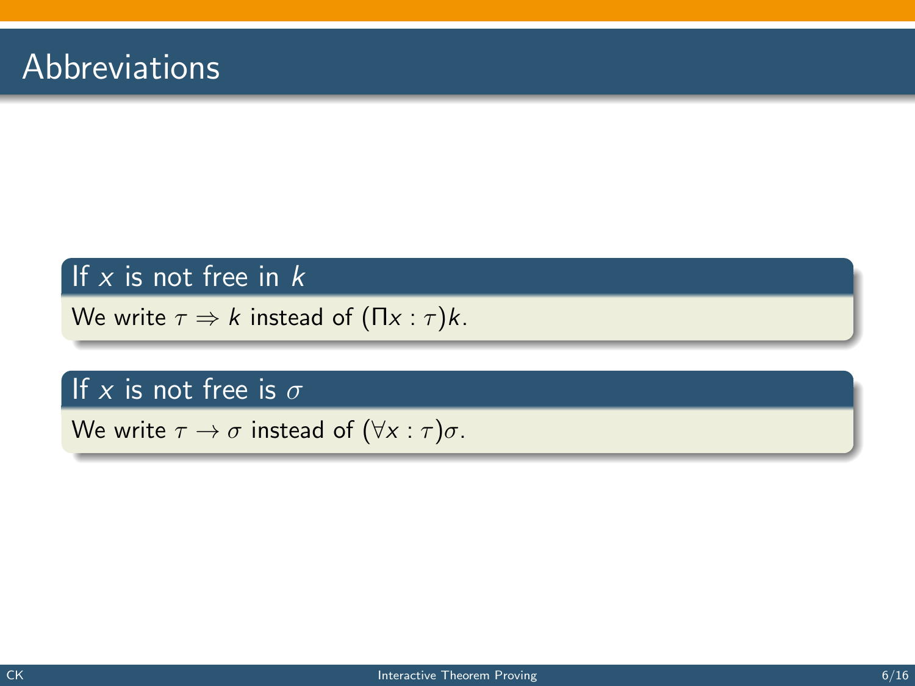# Abbreviations

**If $x$ is not free in $k$**

We write $\tau \Rightarrow k$ instead of $(\Pi x : \tau)k$.

**If $x$ is not free is $\sigma$**

We write $\tau \rightarrow \sigma$ instead of $(\forall x : \tau)\sigma$.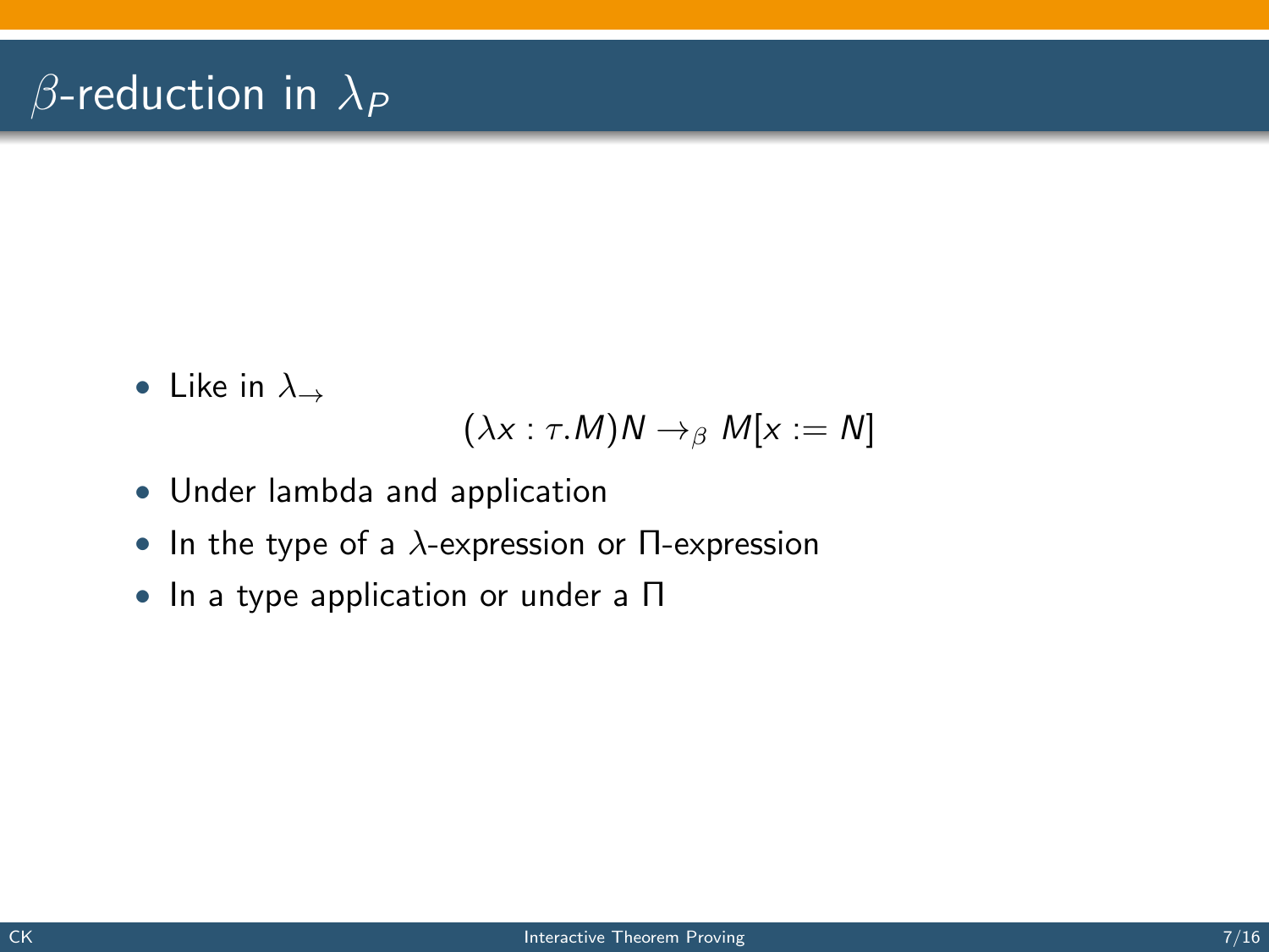# $\beta$-reduction in $\lambda_P$

- Like in $\lambda_{\rightarrow}$

$$(\lambda x : \tau.M)N \rightarrow_{\beta} M[x := N]$$

- Under lambda and application
- In the type of a $\lambda$-expression or $\Pi$-expression
- In a type application or under a $\Pi$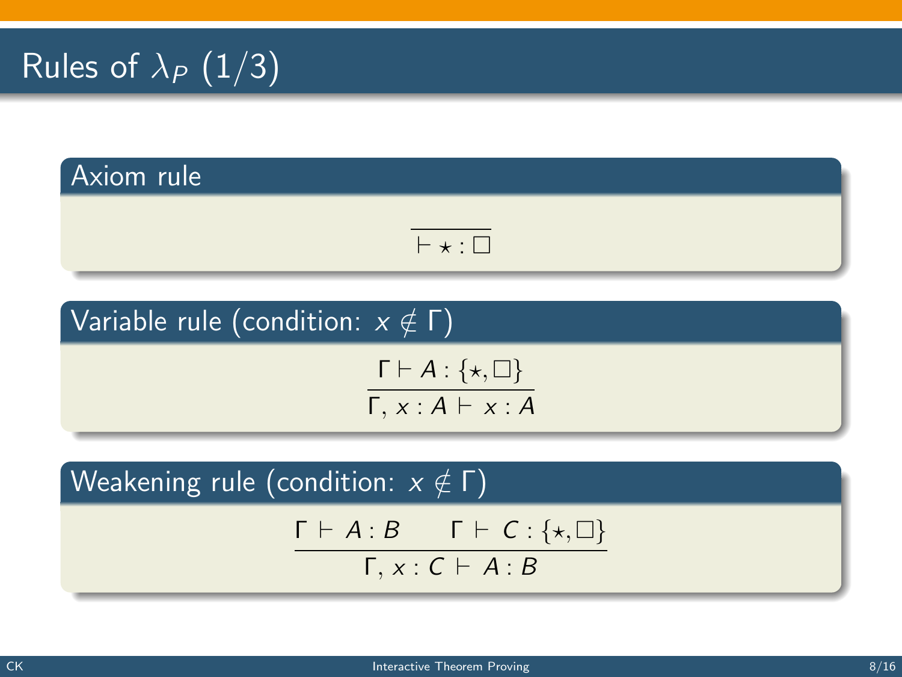# Rules of $\lambda_P$ (1/3)

### Axiom rule

$$\frac{}{\vdash \star : \Box}$$

### Variable rule (condition: $x \notin \Gamma$)

$$\frac{\Gamma \vdash A : \{\star, \Box\}}{\Gamma, x : A \vdash x : A}$$

### Weakening rule (condition: $x \notin \Gamma$)

$$\frac{\Gamma \vdash A : B \qquad \Gamma \vdash C : \{\star, \Box\}}{\Gamma, x : C \vdash A : B}$$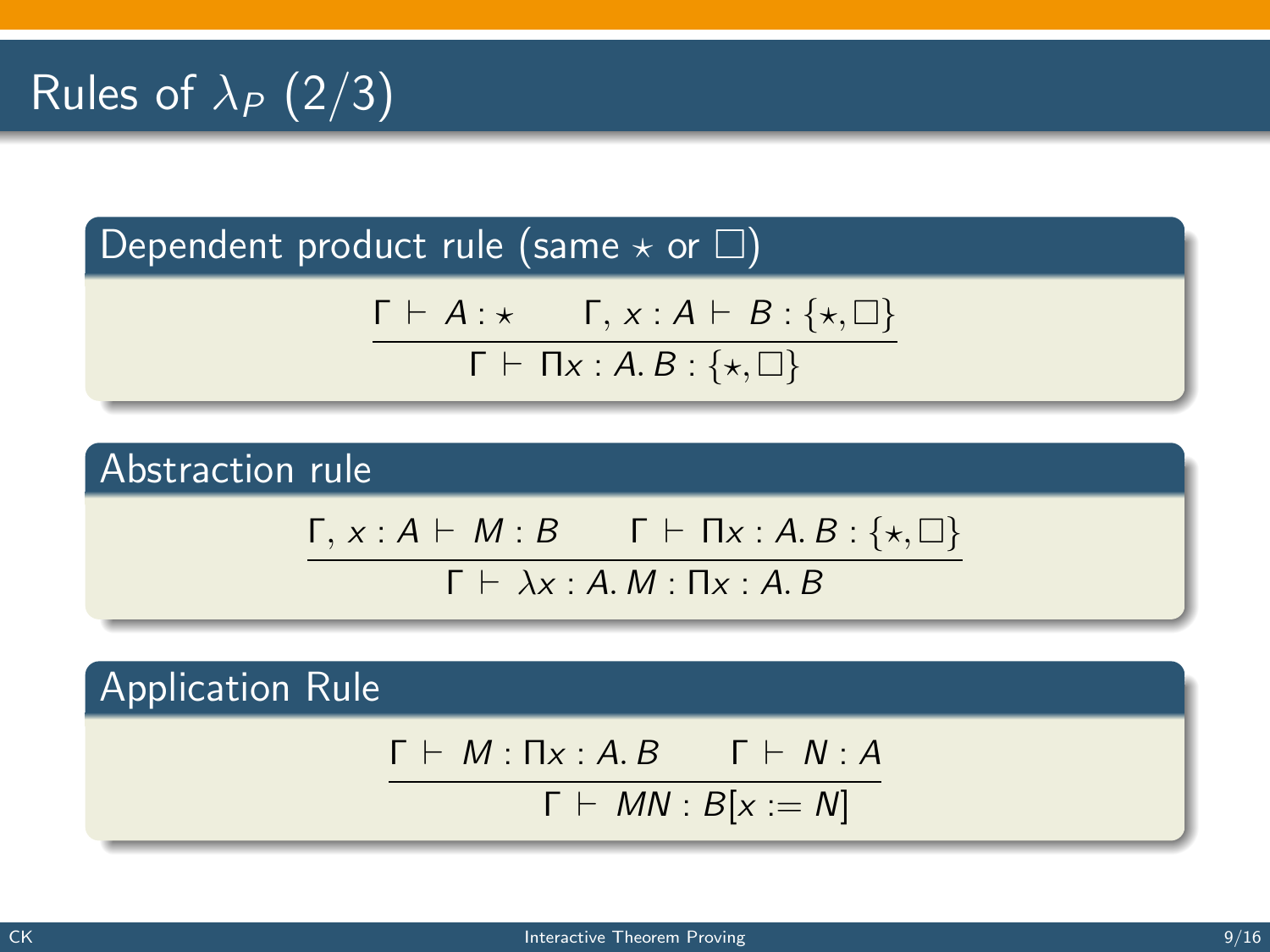# Rules of $\lambda_P$ (2/3)

## Dependent product rule (same $\star$ or $\square$)

$$\frac{\Gamma \vdash A : \star \qquad \Gamma, x : A \vdash B : \{\star, \square\}}{\Gamma \vdash \Pi x : A.\, B : \{\star, \square\}}$$

## Abstraction rule

$$\frac{\Gamma, x : A \vdash M : B \qquad \Gamma \vdash \Pi x : A.\, B : \{\star, \square\}}{\Gamma \vdash \lambda x : A.\, M : \Pi x : A.\, B}$$

## Application Rule

$$\frac{\Gamma \vdash M : \Pi x : A.\, B \qquad \Gamma \vdash N : A}{\Gamma \vdash MN : B[x := N]}$$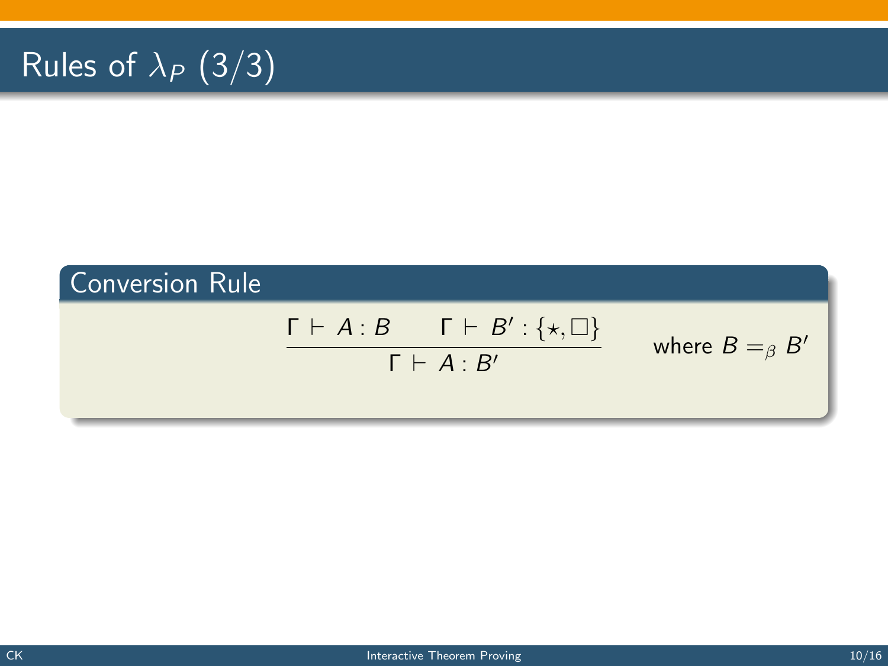# Rules of $\lambda_P$ (3/3)

## Conversion Rule

$$\frac{\Gamma \vdash A : B \qquad \Gamma \vdash B' : \{\star, \square\}}{\Gamma \vdash A : B'} \qquad \text{where } B =_\beta B'$$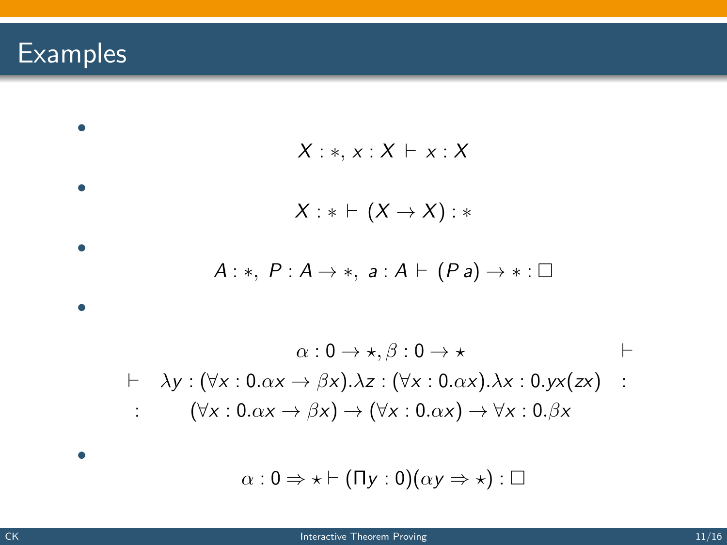# Examples

- $$X : *, x : X \vdash x : X$$

- $$X : * \vdash (X \to X) : *$$

- $$A : *,\ P : A \to *,\ a : A \vdash (P\, a) \to * : \Box$$

- $$\begin{array}{rcl} & \alpha : 0 \to \star, \beta : 0 \to \star & \vdash \\ \vdash & \lambda y : (\forall x : 0.\alpha x \to \beta x).\lambda z : (\forall x : 0.\alpha x).\lambda x : 0.yx(zx) & : \\ : & (\forall x : 0.\alpha x \to \beta x) \to (\forall x : 0.\alpha x) \to \forall x : 0.\beta x & \end{array}$$

- $$\alpha : 0 \Rightarrow \star \vdash (\Pi y : 0)(\alpha y \Rightarrow \star) : \Box$$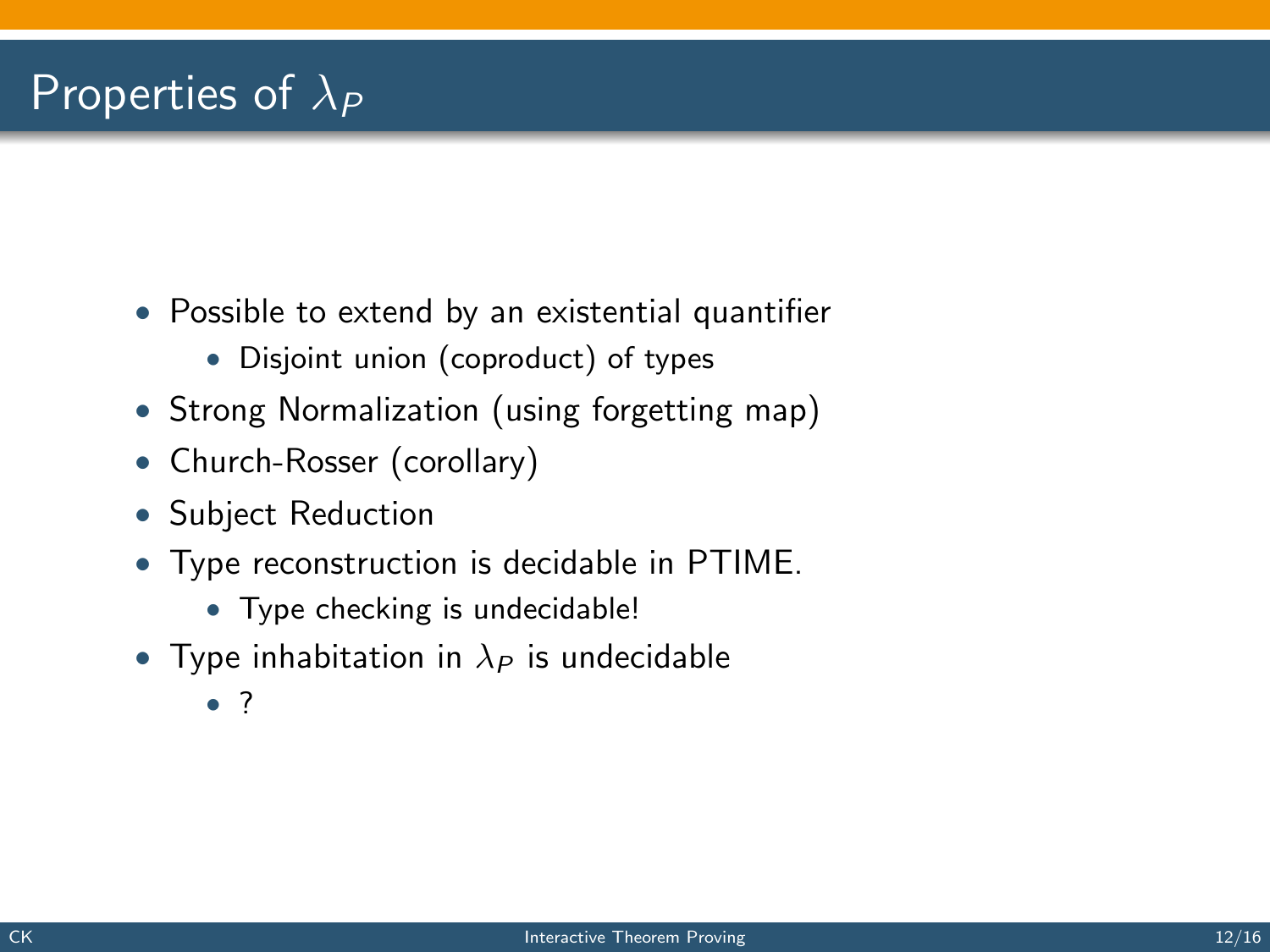# Properties of $\lambda_P$

- Possible to extend by an existential quantifier
  - Disjoint union (coproduct) of types
- Strong Normalization (using forgetting map)
- Church-Rosser (corollary)
- Subject Reduction
- Type reconstruction is decidable in PTIME.
  - Type checking is undecidable!
- Type inhabitation in $\lambda_P$ is undecidable
  - ?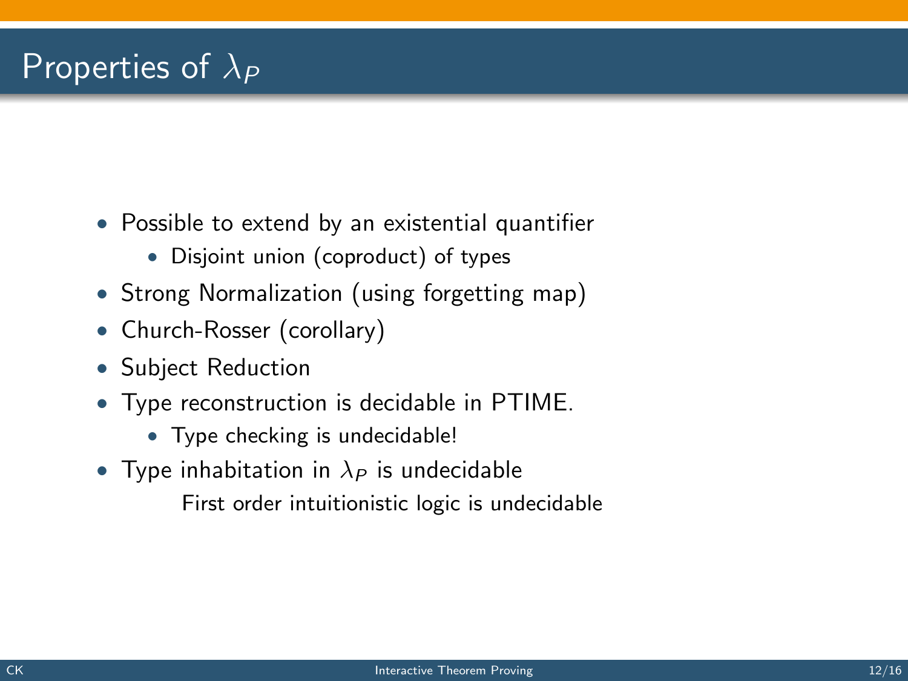# Properties of $\lambda_P$

- Possible to extend by an existential quantifier
  - Disjoint union (coproduct) of types
- Strong Normalization (using forgetting map)
- Church-Rosser (corollary)
- Subject Reduction
- Type reconstruction is decidable in PTIME.
  - Type checking is undecidable!
- Type inhabitation in $\lambda_P$ is undecidable

  First order intuitionistic logic is undecidable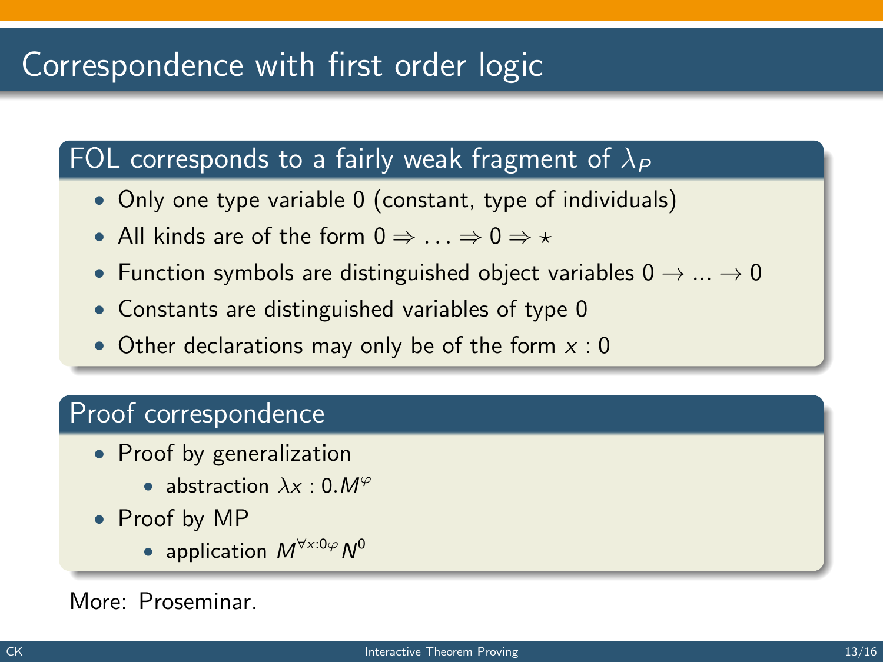# Correspondence with first order logic

## FOL corresponds to a fairly weak fragment of $\lambda_P$

- Only one type variable 0 (constant, type of individuals)
- All kinds are of the form $0 \Rightarrow \ldots \Rightarrow 0 \Rightarrow \star$
- Function symbols are distinguished object variables $0 \rightarrow \ldots \rightarrow 0$
- Constants are distinguished variables of type 0
- Other declarations may only be of the form $x : 0$

## Proof correspondence

- Proof by generalization
  - abstraction $\lambda x : 0.M^{\varphi}$
- Proof by MP
  - application $M^{\forall x:0\varphi} N^0$

More: Proseminar.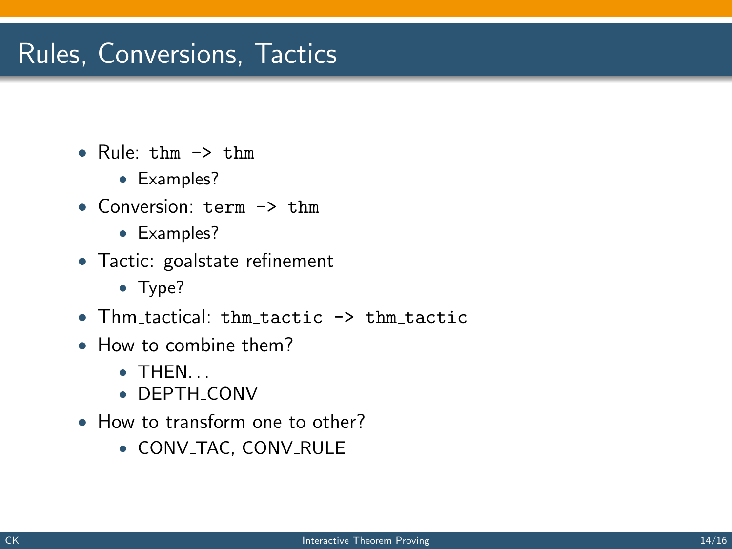# Rules, Conversions, Tactics

- Rule: `thm -> thm`
  - Examples?
- Conversion: `term -> thm`
  - Examples?
- Tactic: goalstate refinement
  - Type?
- Thm_tactical: `thm_tactic -> thm_tactic`
- How to combine them?
  - THEN...
  - DEPTH_CONV
- How to transform one to other?
  - CONV_TAC, CONV_RULE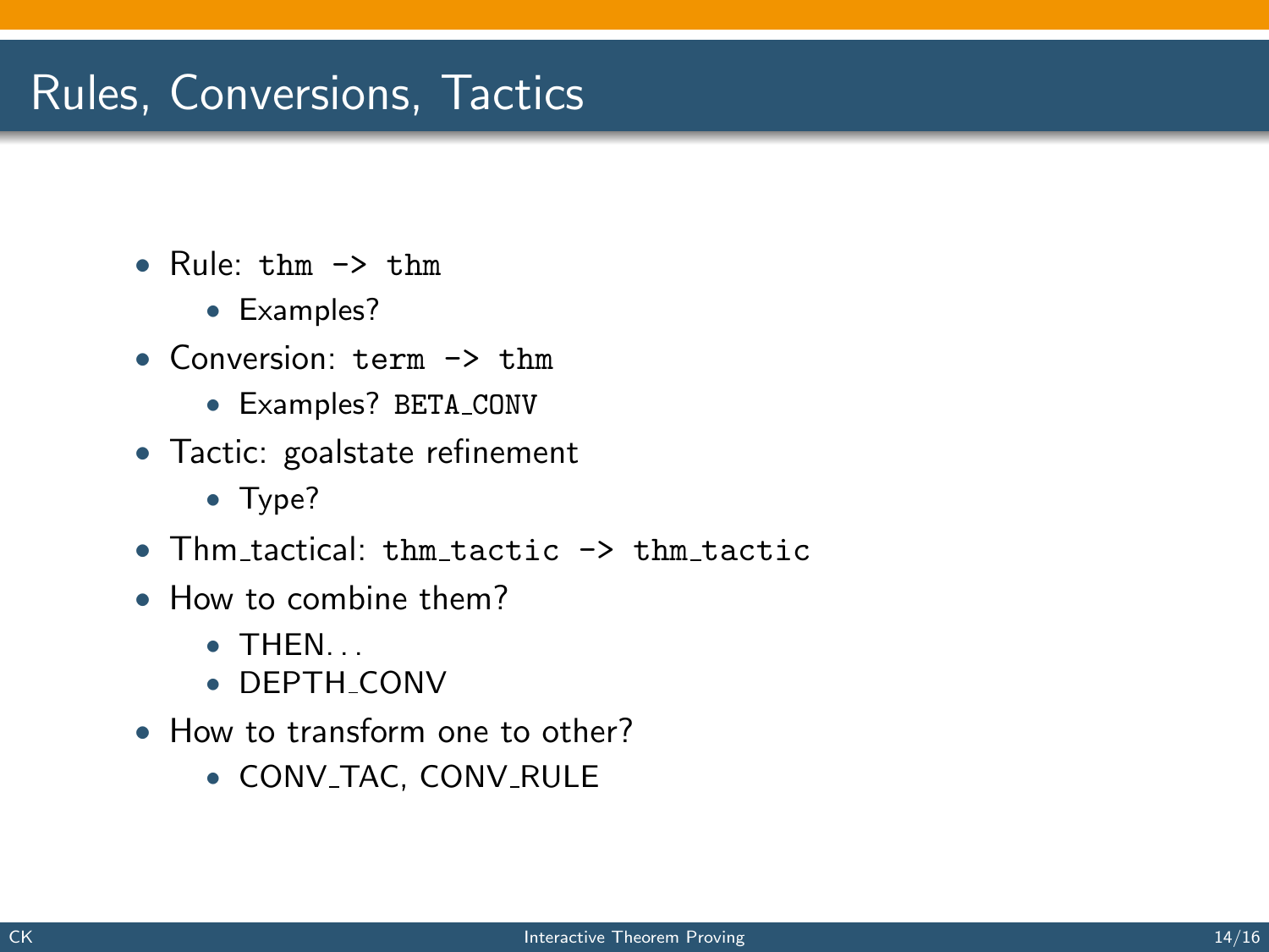# Rules, Conversions, Tactics

- Rule: `thm -> thm`
  - Examples?
- Conversion: `term -> thm`
  - Examples? `BETA_CONV`
- Tactic: goalstate refinement
  - Type?
- Thm_tactical: `thm_tactic -> thm_tactic`
- How to combine them?
  - THEN...
  - DEPTH_CONV
- How to transform one to other?
  - CONV_TAC, CONV_RULE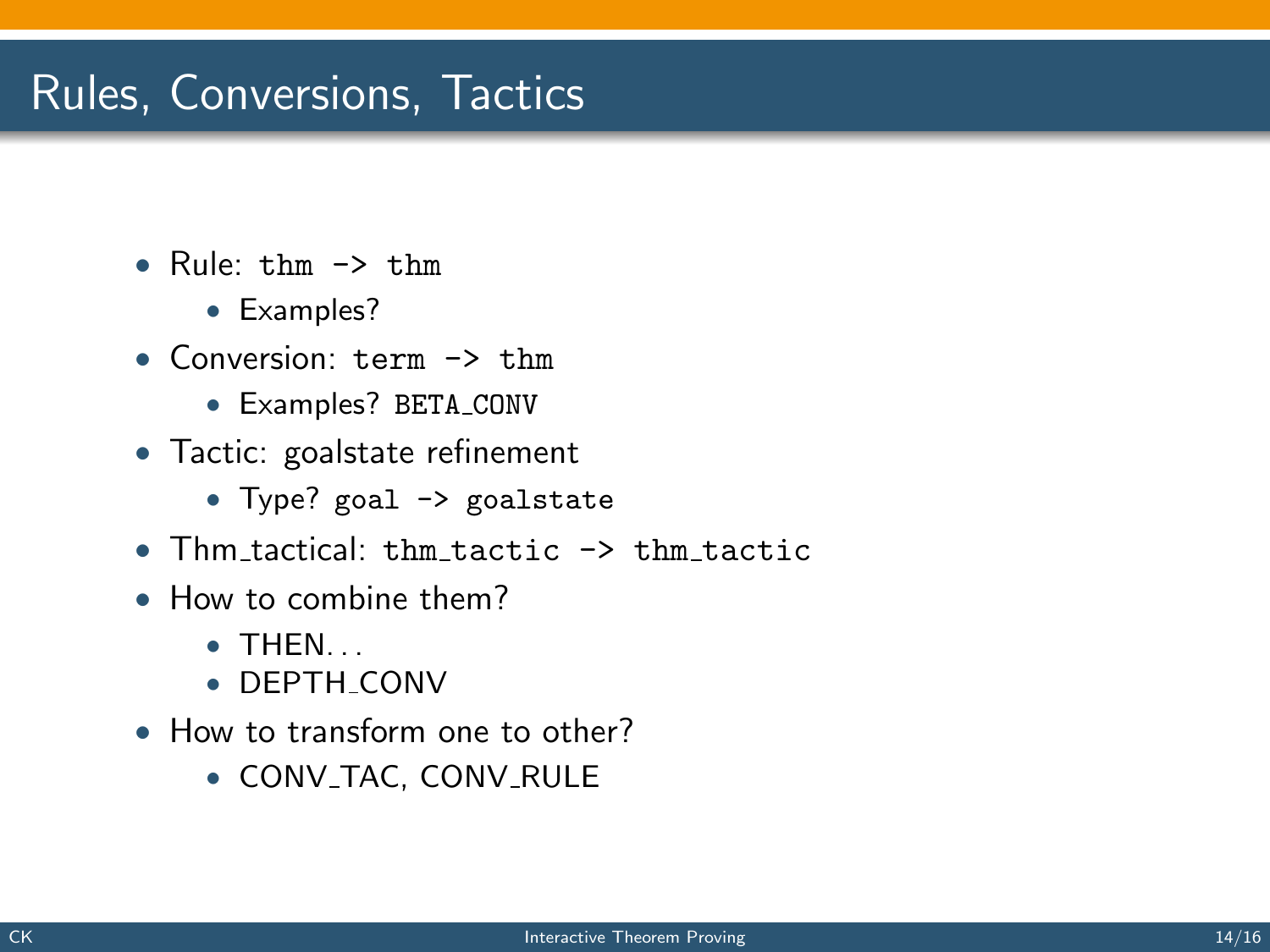# Rules, Conversions, Tactics

- Rule: `thm -> thm`
  - Examples?
- Conversion: `term -> thm`
  - Examples? `BETA_CONV`
- Tactic: goalstate refinement
  - Type? `goal -> goalstate`
- Thm_tactical: `thm_tactic -> thm_tactic`
- How to combine them?
  - THEN...
  - DEPTH_CONV
- How to transform one to other?
  - CONV_TAC, CONV_RULE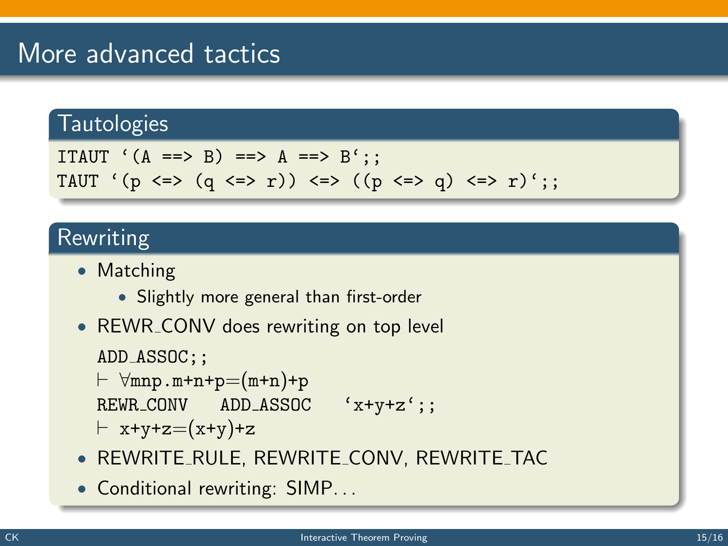# More advanced tactics

## Tautologies

```
ITAUT `(A ==> B) ==> A ==> B`;;
TAUT `(p <=> (q <=> r)) <=> ((p <=> q) <=> r)`;;
```

## Rewriting

- Matching
  - Slightly more general than first-order
- REWR_CONV does rewriting on top level

  ```
  ADD_ASSOC;;
  ⊢ ∀mnp.m+n+p=(m+n)+p
  REWR_CONV   ADD_ASSOC   `x+y+z`;;
  ⊢ x+y+z=(x+y)+z
  ```

- REWRITE_RULE, REWRITE_CONV, REWRITE_TAC
- Conditional rewriting: SIMP...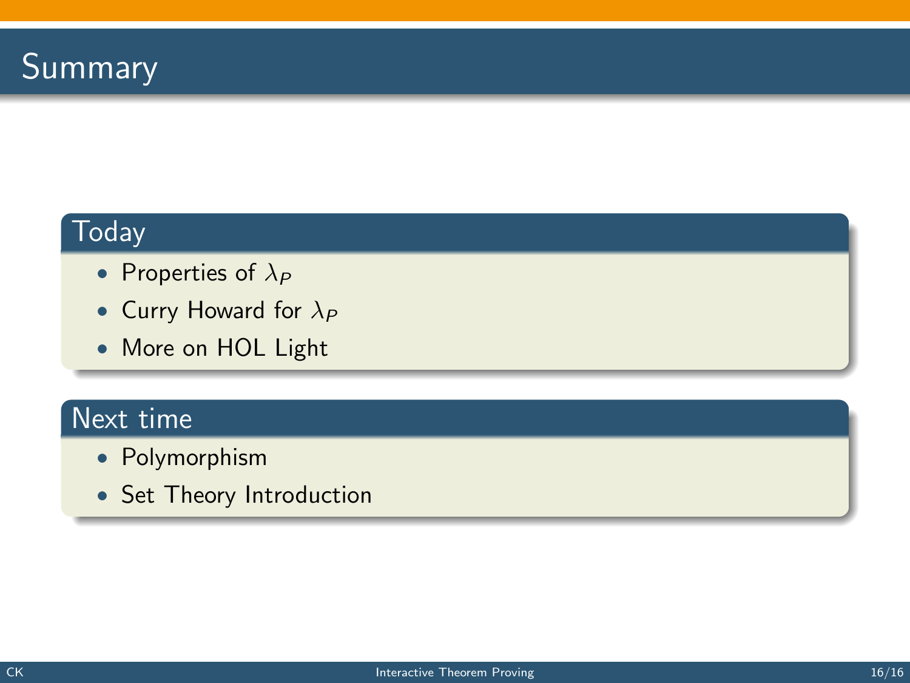# Summary

## Today

- Properties of $\lambda_P$
- Curry Howard for $\lambda_P$
- More on HOL Light

## Next time

- Polymorphism
- Set Theory Introduction